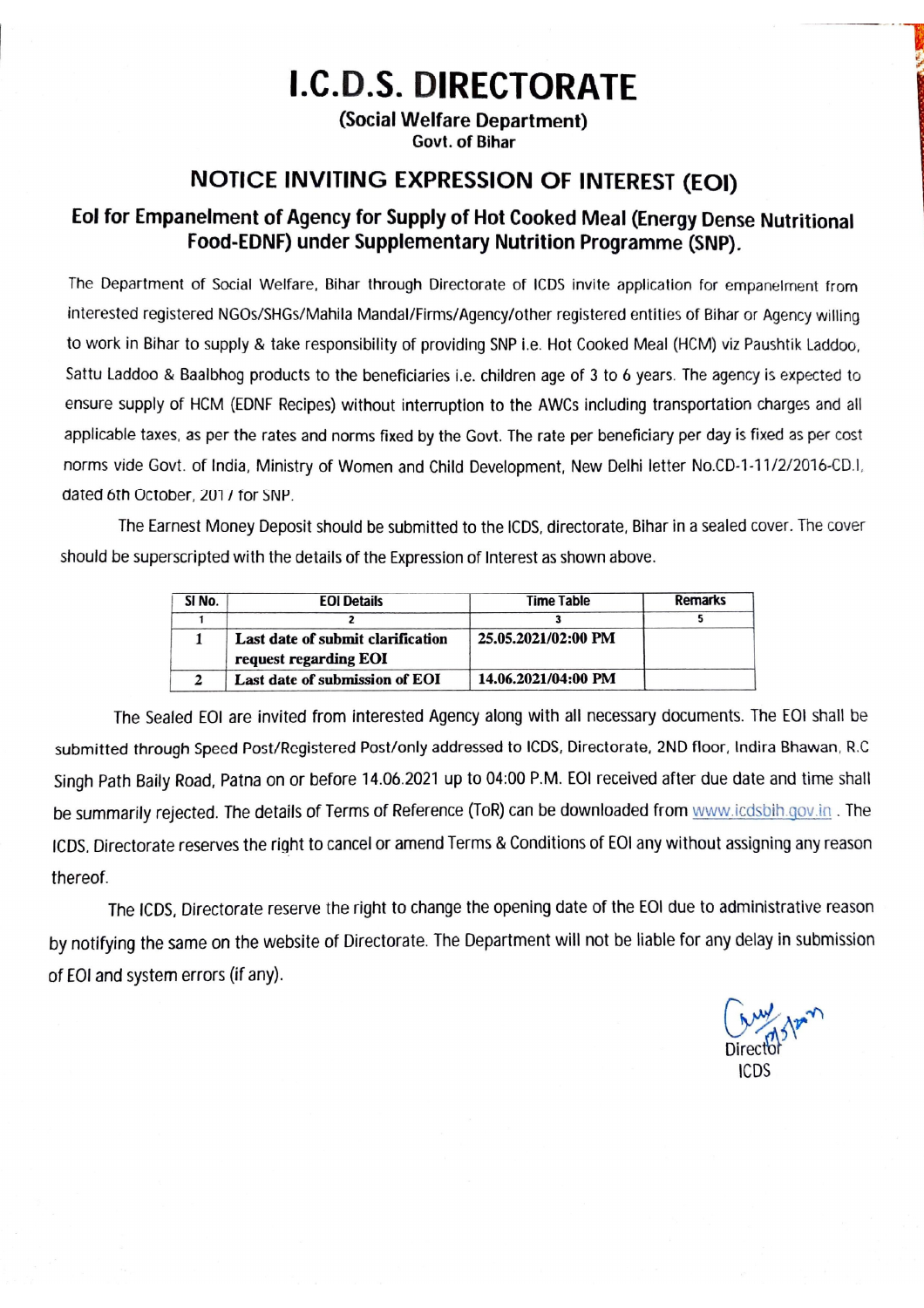# I.C.D.S. DIRECTORATE

**(Social Welfare Department)**
**Govt. of Bihar**

## NOTICE INVITING EXPRESSION OF INTEREST (EOI)

### EoI for Empanelment of Agency for Supply of Hot Cooked Meal (Energy Dense Nutritional Food-EDNF) under Supplementary Nutrition Programme (SNP).

The Department of Social Welfare, Bihar through Directorate of ICDS invite application for empanelment from interested registered NGOs/SHGs/Mahila Mandal/Firms/Agency/other registered entities of Bihar or Agency willing to work in Bihar to supply & take responsibility of providing SNP i.e. Hot Cooked Meal (HCM) viz Paushtik Laddoo, Sattu Laddoo & Baalbhog products to the beneficiaries i.e. children age of 3 to 6 years. The agency is expected to ensure supply of HCM (EDNF Recipes) without interruption to the AWCs including transportation charges and all applicable taxes, as per the rates and norms fixed by the Govt. The rate per beneficiary per day is fixed as per cost norms vide Govt. of India, Ministry of Women and Child Development, New Delhi letter No.CD-1-11/2/2016-CD.I, dated 6th October, 2017 for SNP.

The Earnest Money Deposit should be submitted to the ICDS, directorate, Bihar in a sealed cover. The cover should be superscripted with the details of the Expression of Interest as shown above.

| Sl No. | EOI Details | Time Table | Remarks |
|---|---|---|---|
| 1 | 2 | 3 | 5 |
| 1 | Last date of submit clarification request regarding EOI | 25.05.2021/02:00 PM | |
| 2 | Last date of submission of EOI | 14.06.2021/04:00 PM | |

The Sealed EOI are invited from interested Agency along with all necessary documents. The EOI shall be submitted through Speed Post/Registered Post/only addressed to ICDS, Directorate, 2ND floor, Indira Bhawan, R.C Singh Path Baily Road, Patna on or before 14.06.2021 up to 04:00 P.M. EOI received after due date and time shall be summarily rejected. The details of Terms of Reference (ToR) can be downloaded from www.icdsbih.gov.in . The ICDS, Directorate reserves the right to cancel or amend Terms & Conditions of EOI any without assigning any reason thereof.

The ICDS, Directorate reserve the right to change the opening date of the EOI due to administrative reason by notifying the same on the website of Directorate. The Department will not be liable for any delay in submission of EOI and system errors (if any).

Director
ICDS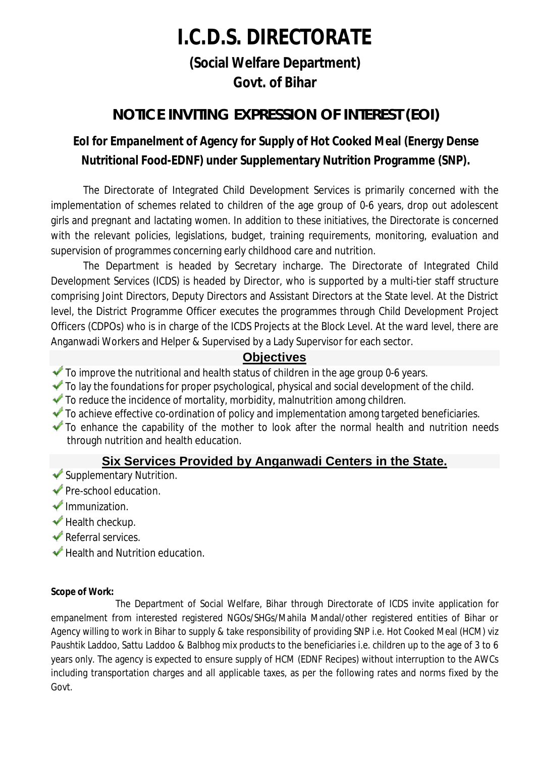# I.C.D.S. DIRECTORATE

## (Social Welfare Department)
## Govt. of Bihar

## NOTICE INVITING EXPRESSION OF INTEREST (EOI)

### EoI for Empanelment of Agency for Supply of Hot Cooked Meal (Energy Dense Nutritional Food-EDNF) under Supplementary Nutrition Programme (SNP).

The Directorate of Integrated Child Development Services is primarily concerned with the implementation of schemes related to children of the age group of 0-6 years, drop out adolescent girls and pregnant and lactating women. In addition to these initiatives, the Directorate is concerned with the relevant policies, legislations, budget, training requirements, monitoring, evaluation and supervision of programmes concerning early childhood care and nutrition.

The Department is headed by Secretary incharge. The Directorate of Integrated Child Development Services (ICDS) is headed by Director, who is supported by a multi-tier staff structure comprising Joint Directors, Deputy Directors and Assistant Directors at the State level. At the District level, the District Programme Officer executes the programmes through Child Development Project Officers (CDPOs) who is in charge of the ICDS Projects at the Block Level. At the ward level, there are Anganwadi Workers and Helper & Supervised by a Lady Supervisor for each sector.

### Objectives

- ✔ To improve the nutritional and health status of children in the age group 0-6 years.
- ✔ To lay the foundations for proper psychological, physical and social development of the child.
- ✔ To reduce the incidence of mortality, morbidity, malnutrition among children.
- ✔ To achieve effective co-ordination of policy and implementation among targeted beneficiaries.
- ✔ To enhance the capability of the mother to look after the normal health and nutrition needs through nutrition and health education.

### Six Services Provided by Anganwadi Centers in the State.

- ✔ Supplementary Nutrition.
- ✔ Pre-school education.
- ✔ Immunization.
- ✔ Health checkup.
- ✔ Referral services.
- ✔ Health and Nutrition education.

**Scope of Work:**

The Department of Social Welfare, Bihar through Directorate of ICDS invite application for empanelment from interested registered NGOs/SHGs/Mahila Mandal/other registered entities of Bihar or Agency willing to work in Bihar to supply & take responsibility of providing SNP i.e. Hot Cooked Meal (HCM) viz Paushtik Laddoo, Sattu Laddoo & Balbhog mix products to the beneficiaries i.e. children up to the age of 3 to 6 years only. The agency is expected to ensure supply of HCM (EDNF Recipes) without interruption to the AWCs including transportation charges and all applicable taxes, as per the following rates and norms fixed by the Govt.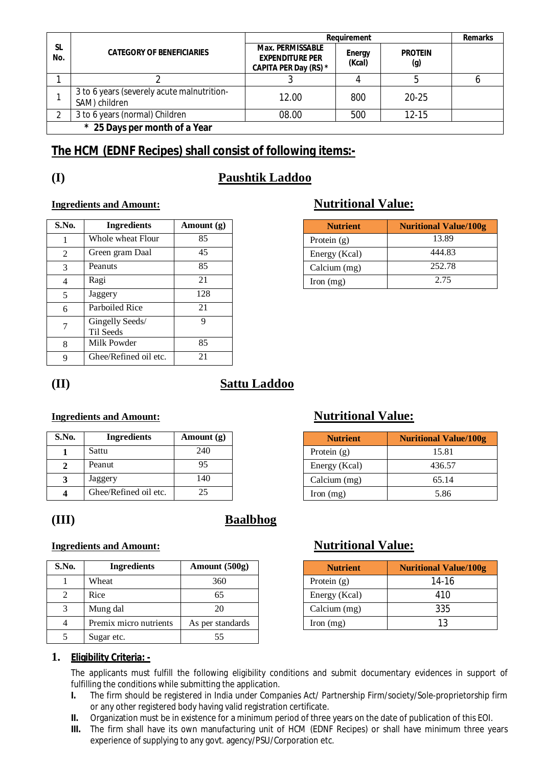| SL No. | CATEGORY OF BENEFICIARIES | Requirement | | | Remarks |
|---|---|---|---|---|---|
| | | Max. PERMISSABLE EXPENDITURE PER CAPITA PER Day (RS) * | Energy (Kcal) | PROTEIN (g) | |
| 1 | 2 | 3 | 4 | 5 | 6 |
| 1 | 3 to 6 years (severely acute malnutrition-SAM) children | 12.00 | 800 | 20-25 | |
| 2 | 3 to 6 years (normal) Children | 08.00 | 500 | 12-15 | |
| * 25 Days per month of a Year | | | | | |

## The HCM (EDNF Recipes) shall consist of following items:-

## (I) Paushtik Laddoo

**Ingredients and Amount:**

| S.No. | Ingredients | Amount (g) |
|---|---|---|
| 1 | Whole wheat Flour | 85 |
| 2 | Green gram Daal | 45 |
| 3 | Peanuts | 85 |
| 4 | Ragi | 21 |
| 5 | Jaggery | 128 |
| 6 | Parboiled Rice | 21 |
| 7 | Gingelly Seeds/ Til Seeds | 9 |
| 8 | Milk Powder | 85 |
| 9 | Ghee/Refined oil etc. | 21 |

**Nutritional Value:**

| Nutrient | Nuritional Value/100g |
|---|---|
| Protein (g) | 13.89 |
| Energy (Kcal) | 444.83 |
| Calcium (mg) | 252.78 |
| Iron (mg) | 2.75 |

## (II) Sattu Laddoo

**Ingredients and Amount:**

| S.No. | Ingredients | Amount (g) |
|---|---|---|
| **1** | Sattu | 240 |
| **2** | Peanut | 95 |
| **3** | Jaggery | 140 |
| **4** | Ghee/Refined oil etc. | 25 |

**Nutritional Value:**

| Nutrient | Nuritional Value/100g |
|---|---|
| Protein (g) | 15.81 |
| Energy (Kcal) | 436.57 |
| Calcium (mg) | 65.14 |
| Iron (mg) | 5.86 |

## (III) Baalbhog

**Ingredients and Amount:**

| S.No. | Ingredients | Amount (500g) |
|---|---|---|
| 1 | Wheat | 360 |
| 2 | Rice | 65 |
| 3 | Mung dal | 20 |
| 4 | Premix micro nutrients | As per standards |
| 5 | Sugar etc. | 55 |

**Nutritional Value:**

| Nutrient | Nuritional Value/100g |
|---|---|
| Protein (g) | 14-16 |
| Energy (Kcal) | 410 |
| Calcium (mg) | 335 |
| Iron (mg) | 13 |

**1. Eligibility Criteria: -**

The applicants must fulfill the following eligibility conditions and submit documentary evidences in support of fulfilling the conditions while submitting the application.

- **I.** The firm should be registered in India under Companies Act/ Partnership Firm/society/Sole-proprietorship firm or any other registered body having valid registration certificate.
- **II.** Organization must be in existence for a minimum period of three years on the date of publication of this EOI.
- **III.** The firm shall have its own manufacturing unit of HCM (EDNF Recipes) or shall have minimum three years experience of supplying to any govt. agency/PSU/Corporation etc.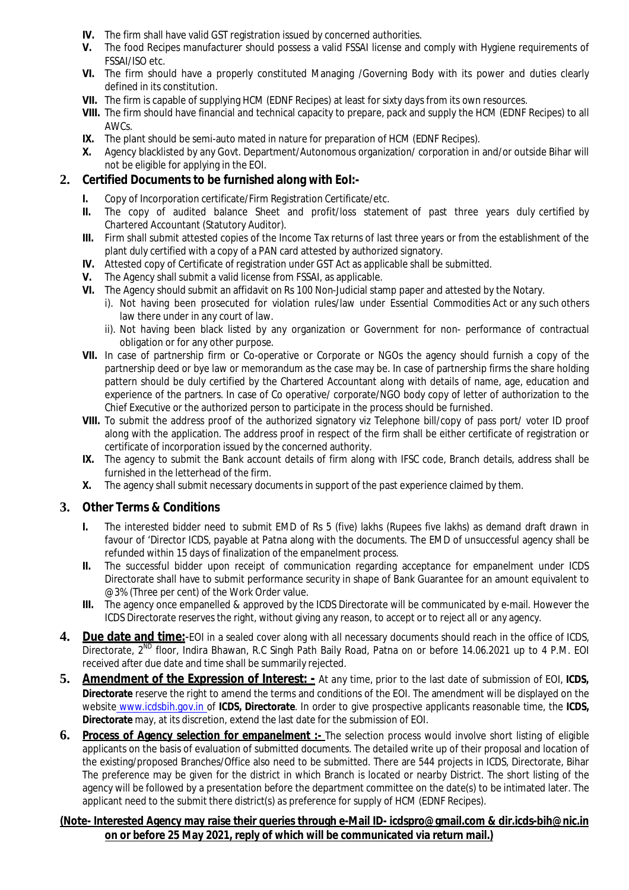IV. The firm shall have valid GST registration issued by concerned authorities.

V. The food Recipes manufacturer should possess a valid FSSAI license and comply with Hygiene requirements of FSSAI/ISO etc.

VI. The firm should have a properly constituted Managing /Governing Body with its power and duties clearly defined in its constitution.

VII. The firm is capable of supplying HCM (EDNF Recipes) at least for sixty days from its own resources.

VIII. The firm should have financial and technical capacity to prepare, pack and supply the HCM (EDNF Recipes) to all AWCs.

IX. The plant should be semi-auto mated in nature for preparation of HCM (EDNF Recipes).

X. Agency blacklisted by any Govt. Department/Autonomous organization/ corporation in and/or outside Bihar will not be eligible for applying in the EOI.

## 2. Certified Documents to be furnished along with EoI:-

I. Copy of Incorporation certificate/Firm Registration Certificate/etc.

II. The copy of audited balance Sheet and profit/loss statement of past three years duly certified by Chartered Accountant (Statutory Auditor).

III. Firm shall submit attested copies of the Income Tax returns of last three years or from the establishment of the plant duly certified with a copy of a PAN card attested by authorized signatory.

IV. Attested copy of Certificate of registration under GST Act as applicable shall be submitted.

V. The Agency shall submit a valid license from FSSAI, as applicable.

VI. The Agency should submit an affidavit on Rs 100 Non-Judicial stamp paper and attested by the Notary.

i). Not having been prosecuted for violation rules/law under Essential Commodities Act or any such others law there under in any court of law.

ii). Not having been black listed by any organization or Government for non- performance of contractual obligation or for any other purpose.

VII. In case of partnership firm or Co-operative or Corporate or NGOs the agency should furnish a copy of the partnership deed or bye law or memorandum as the case may be. In case of partnership firms the share holding pattern should be duly certified by the Chartered Accountant along with details of name, age, education and experience of the partners. In case of Co operative/ corporate/NGO body copy of letter of authorization to the Chief Executive or the authorized person to participate in the process should be furnished.

VIII. To submit the address proof of the authorized signatory viz Telephone bill/copy of pass port/ voter ID proof along with the application. The address proof in respect of the firm shall be either certificate of registration or certificate of incorporation issued by the concerned authority.

IX. The agency to submit the Bank account details of firm along with IFSC code, Branch details, address shall be furnished in the letterhead of the firm.

X. The agency shall submit necessary documents in support of the past experience claimed by them.

## 3. Other Terms & Conditions

I. The interested bidder need to submit EMD of Rs 5 (five) lakhs (Rupees five lakhs) as demand draft drawn in favour of 'Director ICDS, payable at Patna along with the documents. The EMD of unsuccessful agency shall be refunded within 15 days of finalization of the empanelment process.

II. The successful bidder upon receipt of communication regarding acceptance for empanelment under ICDS Directorate shall have to submit performance security in shape of Bank Guarantee for an amount equivalent to @3% (Three per cent) of the Work Order value.

III. The agency once empanelled & approved by the ICDS Directorate will be communicated by e-mail. However the ICDS Directorate reserves the right, without giving any reason, to accept or to reject all or any agency.

**4. Due date and time:**-EOI in a sealed cover along with all necessary documents should reach in the office of ICDS, Directorate, 2ND floor, Indira Bhawan, R.C Singh Path Baily Road, Patna on or before 14.06.2021 up to 4 P.M. EOI received after due date and time shall be summarily rejected.

**5. Amendment of the Expression of Interest: -** At any time, prior to the last date of submission of EOI, **ICDS, Directorate** reserve the right to amend the terms and conditions of the EOI. The amendment will be displayed on the website www.icdsbih.gov.in of **ICDS, Directorate**. In order to give prospective applicants reasonable time, the **ICDS, Directorate** may, at its discretion, extend the last date for the submission of EOI.

**6. Process of Agency selection for empanelment :-** The selection process would involve short listing of eligible applicants on the basis of evaluation of submitted documents. The detailed write up of their proposal and location of the existing/proposed Branches/Office also need to be submitted. There are 544 projects in ICDS, Directorate, Bihar The preference may be given for the district in which Branch is located or nearby District. The short listing of the agency will be followed by a presentation before the department committee on the date(s) to be intimated later. The applicant need to the submit there district(s) as preference for supply of HCM (EDNF Recipes).

**(Note- Interested Agency may raise their queries through e-Mail ID- icdspro@gmail.com & dir.icds-bih@nic.in on or before 25 May 2021, reply of which will be communicated via return mail.)**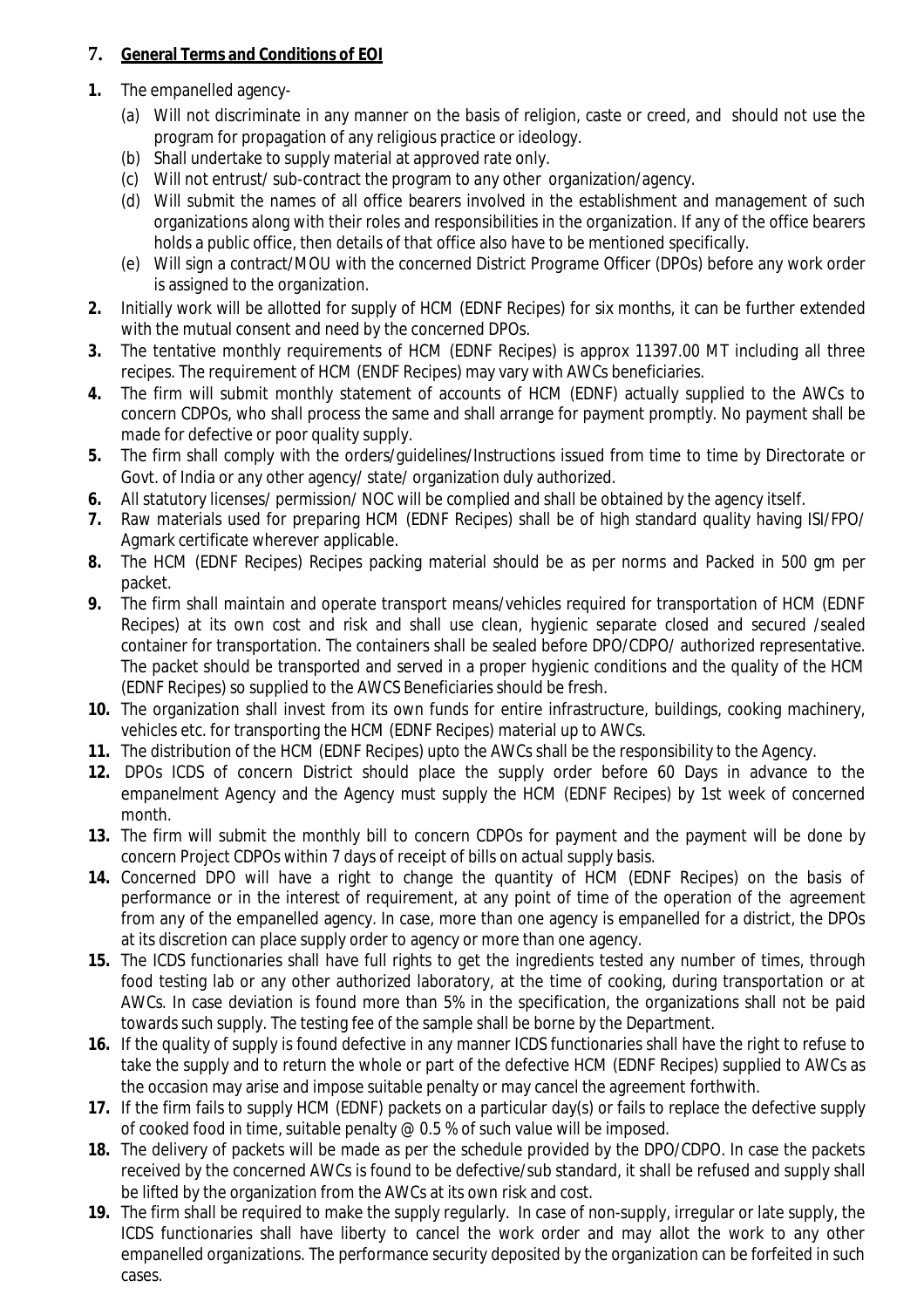## 7. General Terms and Conditions of EOI

**1.** The empanelled agency-

(a) Will not discriminate in any manner on the basis of religion, caste or creed, and should not use the program for propagation of any religious practice or ideology.

(b) Shall undertake to supply material at approved rate only.

(c) Will not entrust/ sub-contract the program to any other organization/agency.

(d) Will submit the names of all office bearers involved in the establishment and management of such organizations along with their roles and responsibilities in the organization. If any of the office bearers holds a public office, then details of that office also have to be mentioned specifically.

(e) Will sign a contract/MOU with the concerned District Programe Officer (DPOs) before any work order is assigned to the organization.

**2.** Initially work will be allotted for supply of HCM (EDNF Recipes) for six months, it can be further extended with the mutual consent and need by the concerned DPOs.

**3.** The tentative monthly requirements of HCM (EDNF Recipes) is approx 11397.00 MT including all three recipes. The requirement of HCM (ENDF Recipes) may vary with AWCs beneficiaries.

**4.** The firm will submit monthly statement of accounts of HCM (EDNF) actually supplied to the AWCs to concern CDPOs, who shall process the same and shall arrange for payment promptly. No payment shall be made for defective or poor quality supply.

**5.** The firm shall comply with the orders/guidelines/Instructions issued from time to time by Directorate or Govt. of India or any other agency/ state/ organization duly authorized.

**6.** All statutory licenses/ permission/ NOC will be complied and shall be obtained by the agency itself.

**7.** Raw materials used for preparing HCM (EDNF Recipes) shall be of high standard quality having ISI/FPO/ Agmark certificate wherever applicable.

**8.** The HCM (EDNF Recipes) Recipes packing material should be as per norms and Packed in 500 gm per packet.

**9.** The firm shall maintain and operate transport means/vehicles required for transportation of HCM (EDNF Recipes) at its own cost and risk and shall use clean, hygienic separate closed and secured /sealed container for transportation. The containers shall be sealed before DPO/CDPO/ authorized representative. The packet should be transported and served in a proper hygienic conditions and the quality of the HCM (EDNF Recipes) so supplied to the AWCS Beneficiaries should be fresh.

**10.** The organization shall invest from its own funds for entire infrastructure, buildings, cooking machinery, vehicles etc. for transporting the HCM (EDNF Recipes) material up to AWCs.

**11.** The distribution of the HCM (EDNF Recipes) upto the AWCs shall be the responsibility to the Agency.

**12.** DPOs ICDS of concern District should place the supply order before 60 Days in advance to the empanelment Agency and the Agency must supply the HCM (EDNF Recipes) by 1st week of concerned month.

**13.** The firm will submit the monthly bill to concern CDPOs for payment and the payment will be done by concern Project CDPOs within 7 days of receipt of bills on actual supply basis.

**14.** Concerned DPO will have a right to change the quantity of HCM (EDNF Recipes) on the basis of performance or in the interest of requirement, at any point of time of the operation of the agreement from any of the empanelled agency. In case, more than one agency is empanelled for a district, the DPOs at its discretion can place supply order to agency or more than one agency.

**15.** The ICDS functionaries shall have full rights to get the ingredients tested any number of times, through food testing lab or any other authorized laboratory, at the time of cooking, during transportation or at AWCs. In case deviation is found more than 5% in the specification, the organizations shall not be paid towards such supply. The testing fee of the sample shall be borne by the Department.

**16.** If the quality of supply is found defective in any manner ICDS functionaries shall have the right to refuse to take the supply and to return the whole or part of the defective HCM (EDNF Recipes) supplied to AWCs as the occasion may arise and impose suitable penalty or may cancel the agreement forthwith.

**17.** If the firm fails to supply HCM (EDNF) packets on a particular day(s) or fails to replace the defective supply of cooked food in time, suitable penalty @ 0.5 % of such value will be imposed.

**18.** The delivery of packets will be made as per the schedule provided by the DPO/CDPO. In case the packets received by the concerned AWCs is found to be defective/sub standard, it shall be refused and supply shall be lifted by the organization from the AWCs at its own risk and cost.

**19.** The firm shall be required to make the supply regularly. In case of non-supply, irregular or late supply, the ICDS functionaries shall have liberty to cancel the work order and may allot the work to any other empanelled organizations. The performance security deposited by the organization can be forfeited in such cases.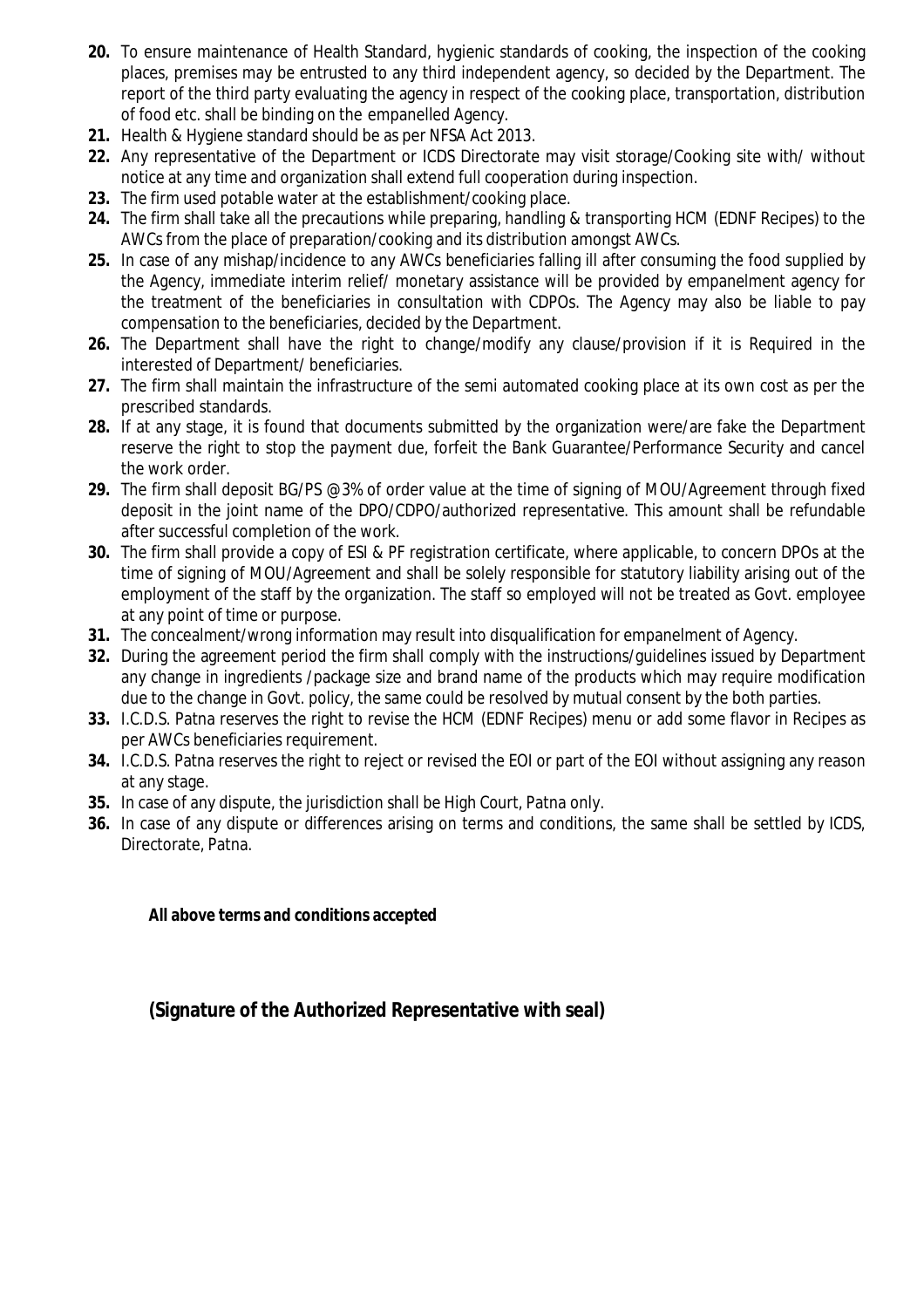20. To ensure maintenance of Health Standard, hygienic standards of cooking, the inspection of the cooking places, premises may be entrusted to any third independent agency, so decided by the Department. The report of the third party evaluating the agency in respect of the cooking place, transportation, distribution of food etc. shall be binding on the empanelled Agency.
21. Health & Hygiene standard should be as per NFSA Act 2013.
22. Any representative of the Department or ICDS Directorate may visit storage/Cooking site with/ without notice at any time and organization shall extend full cooperation during inspection.
23. The firm used potable water at the establishment/cooking place.
24. The firm shall take all the precautions while preparing, handling & transporting HCM (EDNF Recipes) to the AWCs from the place of preparation/cooking and its distribution amongst AWCs.
25. In case of any mishap/incidence to any AWCs beneficiaries falling ill after consuming the food supplied by the Agency, immediate interim relief/ monetary assistance will be provided by empanelment agency for the treatment of the beneficiaries in consultation with CDPOs. The Agency may also be liable to pay compensation to the beneficiaries, decided by the Department.
26. The Department shall have the right to change/modify any clause/provision if it is Required in the interested of Department/ beneficiaries.
27. The firm shall maintain the infrastructure of the semi automated cooking place at its own cost as per the prescribed standards.
28. If at any stage, it is found that documents submitted by the organization were/are fake the Department reserve the right to stop the payment due, forfeit the Bank Guarantee/Performance Security and cancel the work order.
29. The firm shall deposit BG/PS @3% of order value at the time of signing of MOU/Agreement through fixed deposit in the joint name of the DPO/CDPO/authorized representative. This amount shall be refundable after successful completion of the work.
30. The firm shall provide a copy of ESI & PF registration certificate, where applicable, to concern DPOs at the time of signing of MOU/Agreement and shall be solely responsible for statutory liability arising out of the employment of the staff by the organization. The staff so employed will not be treated as Govt. employee at any point of time or purpose.
31. The concealment/wrong information may result into disqualification for empanelment of Agency.
32. During the agreement period the firm shall comply with the instructions/guidelines issued by Department any change in ingredients /package size and brand name of the products which may require modification due to the change in Govt. policy, the same could be resolved by mutual consent by the both parties.
33. I.C.D.S. Patna reserves the right to revise the HCM (EDNF Recipes) menu or add some flavor in Recipes as per AWCs beneficiaries requirement.
34. I.C.D.S. Patna reserves the right to reject or revised the EOI or part of the EOI without assigning any reason at any stage.
35. In case of any dispute, the jurisdiction shall be High Court, Patna only.
36. In case of any dispute or differences arising on terms and conditions, the same shall be settled by ICDS, Directorate, Patna.

**All above terms and conditions accepted**

**(Signature of the Authorized Representative with seal)**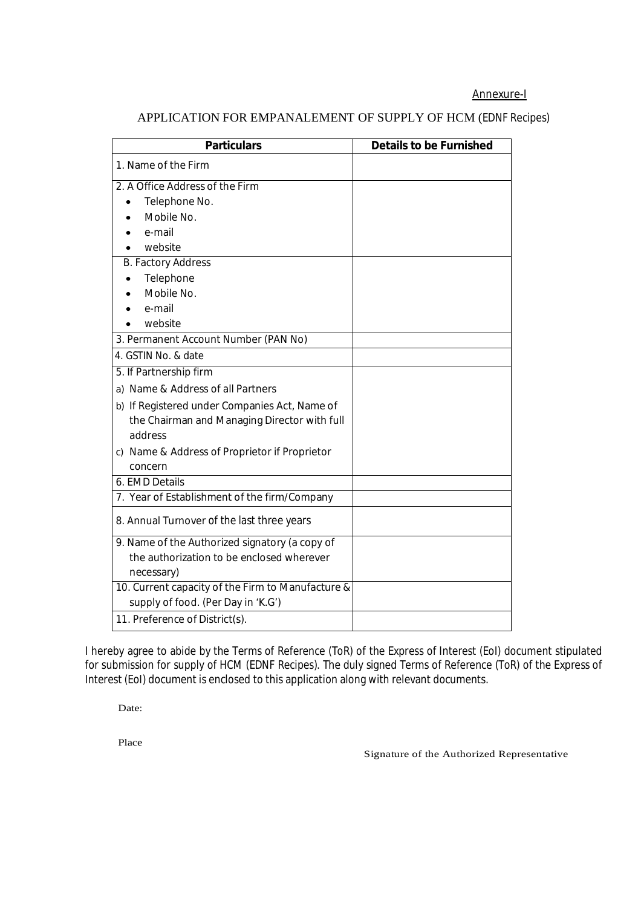Annexure-I

# APPLICATION FOR EMPANALEMENT OF SUPPLY OF HCM (EDNF Recipes)

| Particulars | Details to be Furnished |
|---|---|
| 1. Name of the Firm | |
| 2. A Office Address of the Firm<br>• Telephone No.<br>• Mobile No.<br>• e-mail<br>• website | |
| B. Factory Address<br>• Telephone<br>• Mobile No.<br>• e-mail<br>• website | |
| 3. Permanent Account Number (PAN No) | |
| 4. GSTIN No. & date | |
| 5. If Partnership firm<br>a) Name & Address of all Partners<br>b) If Registered under Companies Act, Name of the Chairman and Managing Director with full address<br>c) Name & Address of Proprietor if Proprietor concern | |
| 6. EMD Details | |
| 7. Year of Establishment of the firm/Company | |
| 8. Annual Turnover of the last three years | |
| 9. Name of the Authorized signatory (a copy of the authorization to be enclosed wherever necessary) | |
| 10. Current capacity of the Firm to Manufacture & supply of food. (Per Day in 'K.G') | |
| 11. Preference of District(s). | |

I hereby agree to abide by the Terms of Reference (ToR) of the Express of Interest (EoI) document stipulated for submission for supply of HCM (EDNF Recipes). The duly signed Terms of Reference (ToR) of the Express of Interest (EoI) document is enclosed to this application along with relevant documents.

Date:

Place

Signature of the Authorized Representative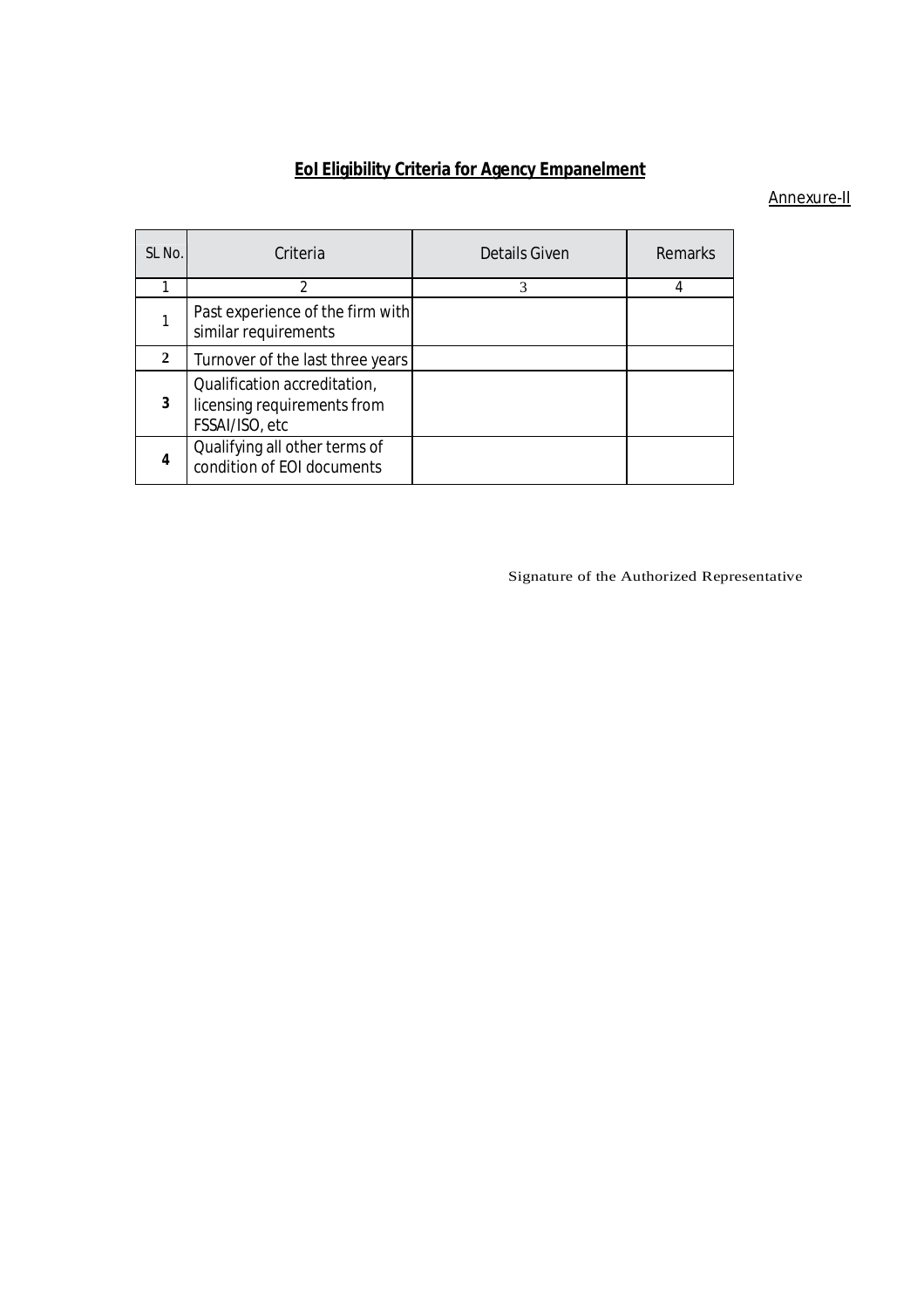## **EoI Eligibility Criteria for Agency Empanelment**

Annexure-II

| SL No. | Criteria | Details Given | Remarks |
|---|---|---|---|
| 1 | 2 | 3 | 4 |
| 1 | Past experience of the firm with similar requirements | | |
| 2 | Turnover of the last three years | | |
| 3 | Qualification accreditation, licensing requirements from FSSAI/ISO, etc | | |
| 4 | Qualifying all other terms of condition of EOI documents | | |

Signature of the Authorized Representative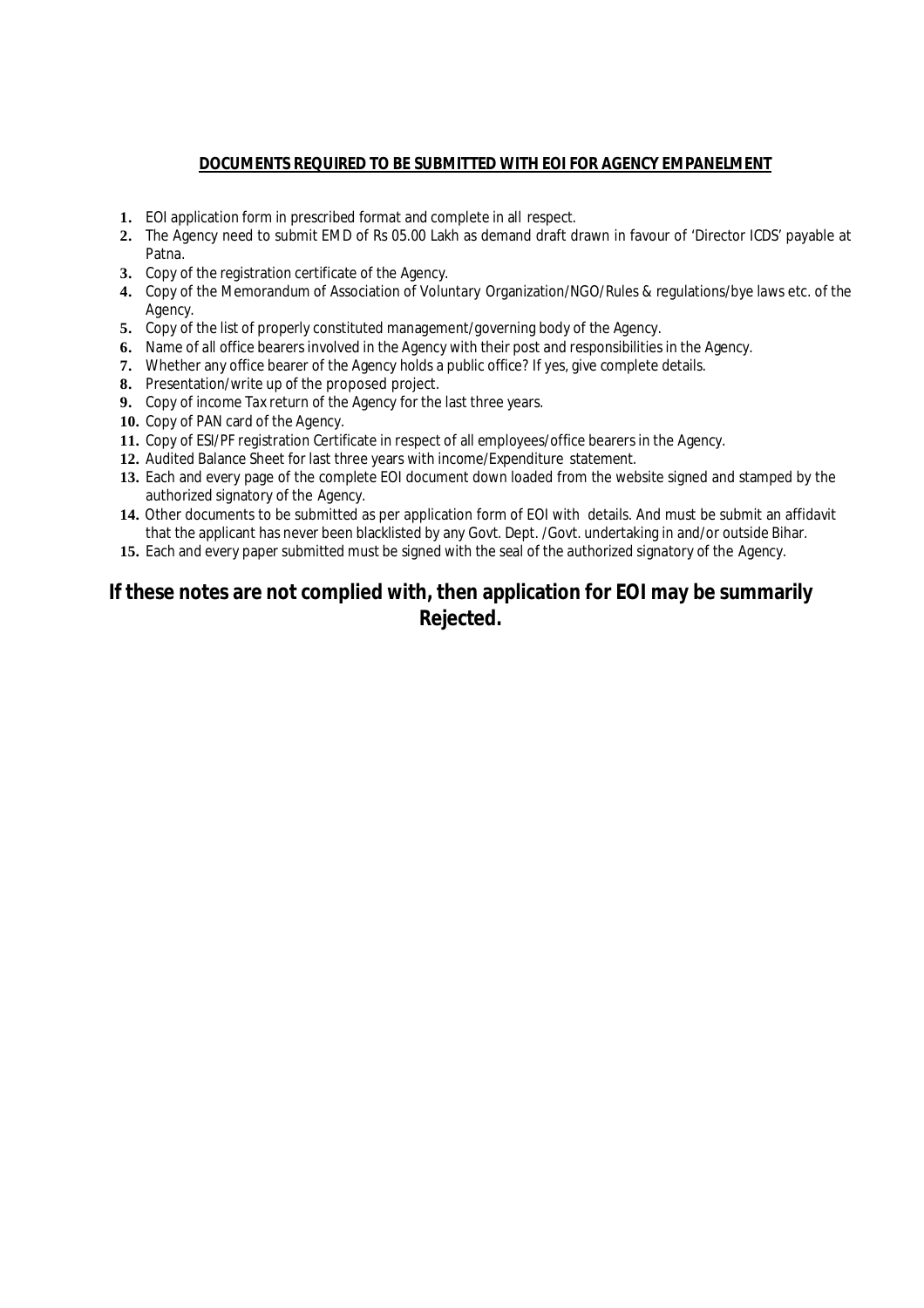## DOCUMENTS REQUIRED TO BE SUBMITTED WITH EOI FOR AGENCY EMPANELMENT

1. EOI application form in prescribed format and complete in all respect.
2. The Agency need to submit EMD of Rs 05.00 Lakh as demand draft drawn in favour of 'Director ICDS' payable at Patna.
3. Copy of the registration certificate of the Agency.
4. Copy of the Memorandum of Association of Voluntary Organization/NGO/Rules & regulations/bye laws etc. of the Agency.
5. Copy of the list of properly constituted management/governing body of the Agency.
6. Name of all office bearers involved in the Agency with their post and responsibilities in the Agency.
7. Whether any office bearer of the Agency holds a public office? If yes, give complete details.
8. Presentation/write up of the proposed project.
9. Copy of income Tax return of the Agency for the last three years.
10. Copy of PAN card of the Agency.
11. Copy of ESI/PF registration Certificate in respect of all employees/office bearers in the Agency.
12. Audited Balance Sheet for last three years with income/Expenditure statement.
13. Each and every page of the complete EOI document down loaded from the website signed and stamped by the authorized signatory of the Agency.
14. Other documents to be submitted as per application form of EOI with details. And must be submit an affidavit that the applicant has never been blacklisted by any Govt. Dept. /Govt. undertaking in and/or outside Bihar.
15. Each and every paper submitted must be signed with the seal of the authorized signatory of the Agency.

**If these notes are not complied with, then application for EOI may be summarily Rejected.**